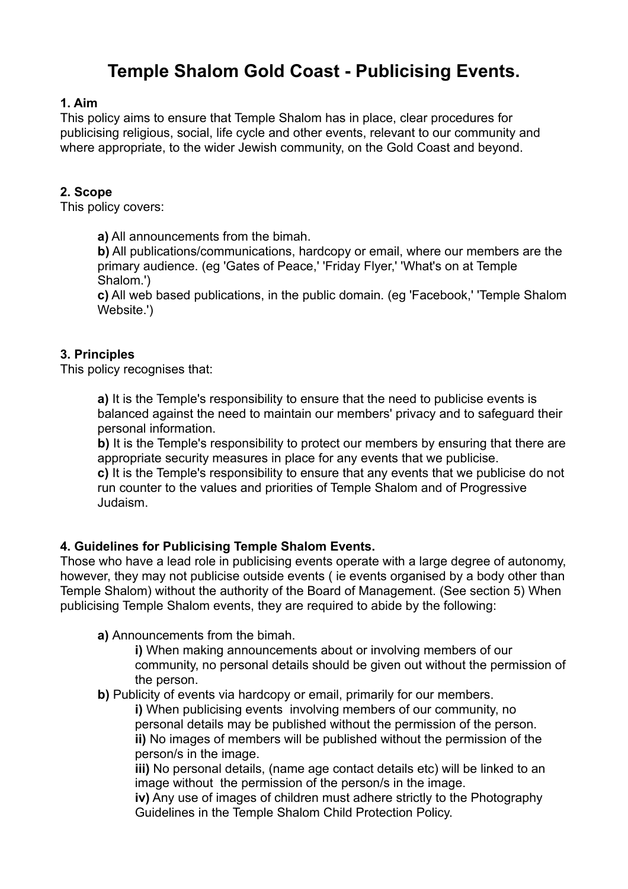# Temple Shalom Gold Coast - Publicising Events.

**1. Aim**

This policy aims to ensure that Temple Shalom has in place, clear procedures for publicising religious, social, life cycle and other events, relevant to our community and where appropriate, to the wider Jewish community, on the Gold Coast and beyond.

**2. Scope**

This policy covers:

> **a)** All announcements from the bimah.
> **b)** All publications/communications, hardcopy or email, where our members are the primary audience. (eg 'Gates of Peace,' 'Friday Flyer,' 'What's on at Temple Shalom.')
> **c)** All web based publications, in the public domain. (eg 'Facebook,' 'Temple Shalom Website.')

**3. Principles**

This policy recognises that:

> **a)** It is the Temple's responsibility to ensure that the need to publicise events is balanced against the need to maintain our members' privacy and to safeguard their personal information.
> **b)** It is the Temple's responsibility to protect our members by ensuring that there are appropriate security measures in place for any events that we publicise.
> **c)** It is the Temple's responsibility to ensure that any events that we publicise do not run counter to the values and priorities of Temple Shalom and of Progressive Judaism.

**4. Guidelines for Publicising Temple Shalom Events.**

Those who have a lead role in publicising events operate with a large degree of autonomy, however, they may not publicise outside events ( ie events organised by a body other than Temple Shalom) without the authority of the Board of Management. (See section 5) When publicising Temple Shalom events, they are required to abide by the following:

- **a)** Announcements from the bimah.
  - **i)** When making announcements about or involving members of our community, no personal details should be given out without the permission of the person.
- **b)** Publicity of events via hardcopy or email, primarily for our members.
  - **i)** When publicising events involving members of our community, no personal details may be published without the permission of the person.
  - **ii)** No images of members will be published without the permission of the person/s in the image.
  - **iii)** No personal details, (name age contact details etc) will be linked to an image without the permission of the person/s in the image.
  - **iv)** Any use of images of children must adhere strictly to the Photography Guidelines in the Temple Shalom Child Protection Policy.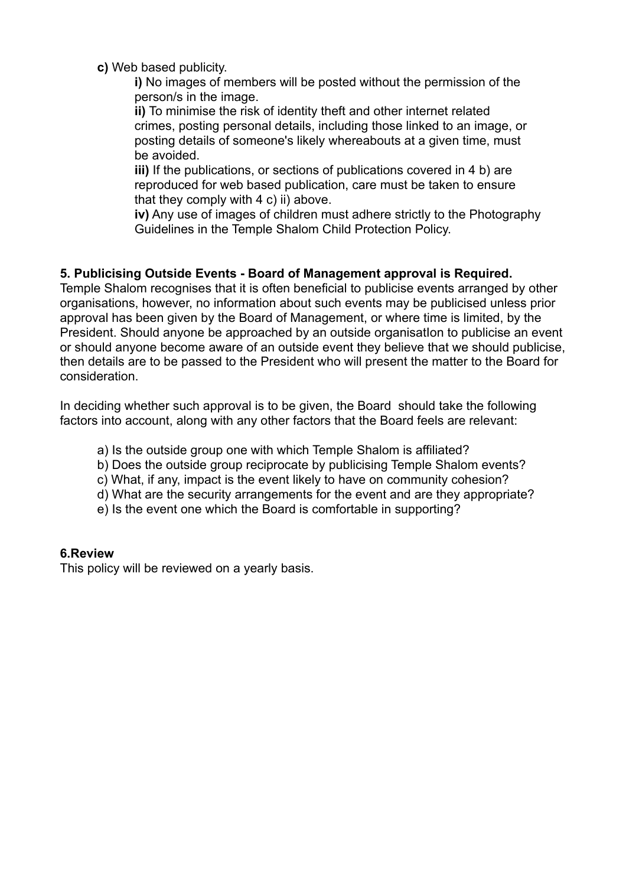**c)** Web based publicity.

**i)** No images of members will be posted without the permission of the person/s in the image.

**ii)** To minimise the risk of identity theft and other internet related crimes, posting personal details, including those linked to an image, or posting details of someone's likely whereabouts at a given time, must be avoided.

**iii)** If the publications, or sections of publications covered in 4 b) are reproduced for web based publication, care must be taken to ensure that they comply with 4 c) ii) above.

**iv)** Any use of images of children must adhere strictly to the Photography Guidelines in the Temple Shalom Child Protection Policy.

**5. Publicising Outside Events - Board of Management approval is Required.**

Temple Shalom recognises that it is often beneficial to publicise events arranged by other organisations, however, no information about such events may be publicised unless prior approval has been given by the Board of Management, or where time is limited, by the President. Should anyone be approached by an outside organisatIon to publicise an event or should anyone become aware of an outside event they believe that we should publicise, then details are to be passed to the President who will present the matter to the Board for consideration.

In deciding whether such approval is to be given, the Board should take the following factors into account, along with any other factors that the Board feels are relevant:

a) Is the outside group one with which Temple Shalom is affiliated?
b) Does the outside group reciprocate by publicising Temple Shalom events?
c) What, if any, impact is the event likely to have on community cohesion?
d) What are the security arrangements for the event and are they appropriate?
e) Is the event one which the Board is comfortable in supporting?

**6.Review**

This policy will be reviewed on a yearly basis.